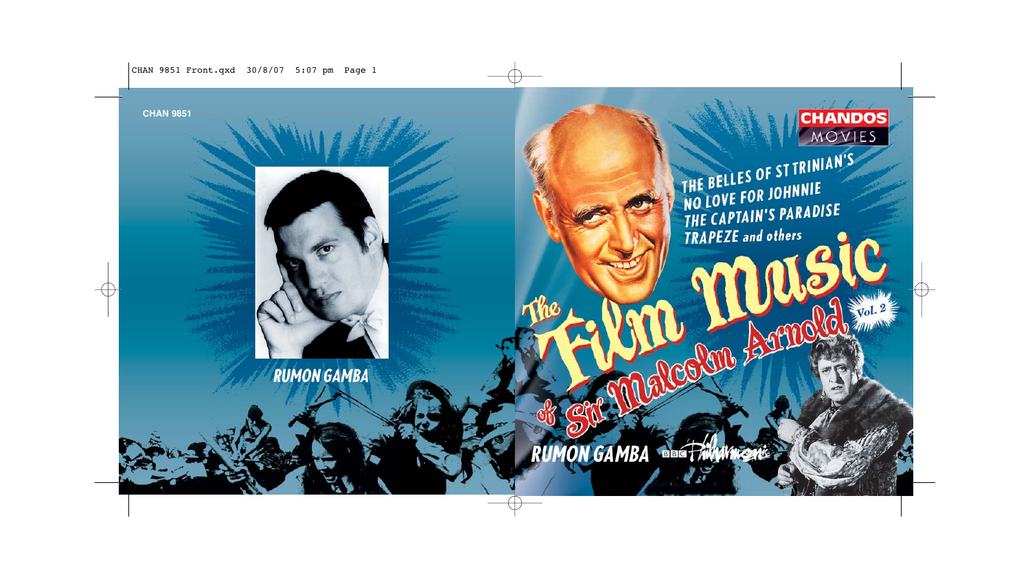CHAN 9851

RUMON GAMBA

CHANDOS MOVIES

THE BELLES OF ST TRINIAN'S
NO LOVE FOR JOHNNIE
THE CAPTAIN'S PARADISE
TRAPEZE and others

# The Film Music of Sir Malcolm Arnold

Vol. 2

RUMON GAMBA

BBC Philharmonic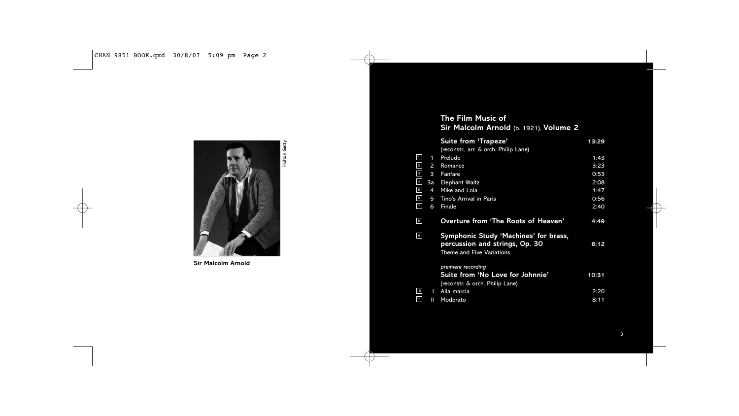Sir Malcolm Arnold

Hulton Getty

## The Film Music of Sir Malcolm Arnold (b. 1921), Volume 2

| | | | |
|---|---|---|---|
| | | **Suite from 'Trapeze'** (reconstr., arr. & orch. Philip Lane) | **13:29** |
| 1 | 1 | Prelude | 1:43 |
| 2 | 2 | Romance | 3:23 |
| 3 | 3 | Fanfare | 0:53 |
| 4 | 3a | Elephant Waltz | 2:08 |
| 5 | 4 | Mike and Lola | 1:47 |
| 6 | 5 | Tino's Arrival in Paris | 0:56 |
| 7 | 6 | Finale | 2:40 |
| 8 | | **Overture from 'The Roots of Heaven'** | **4:49** |
| 9 | | **Symphonic Study 'Machines' for brass, percussion and strings, Op. 30** Theme and Five Variations | **6:12** |
| | | *premiere recording* **Suite from 'No Love for Johnnie'** (reconstr. & orch. Philip Lane) | **10:31** |
| 10 | I | Alla marcia | 2:20 |
| 11 | II | Moderato | 8:11 |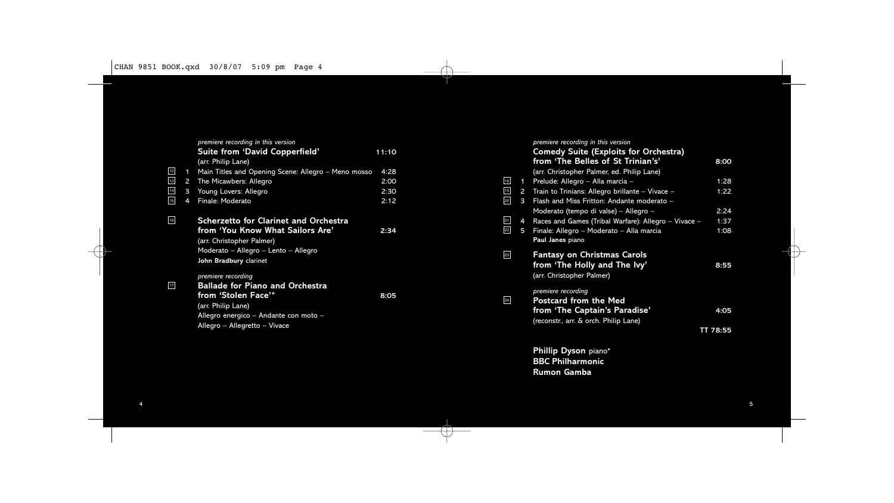*premiere recording in this version*

**Suite from 'David Copperfield'** 11:10
(arr. Philip Lane)

| | | | |
|---|---|---|---|
| 12 | 1 | Main Titles and Opening Scene: Allegro – Meno mosso | 4:28 |
| 13 | 2 | The Micawbers: Allegro | 2:00 |
| 14 | 3 | Young Lovers: Allegro | 2:30 |
| 15 | 4 | Finale: Moderato | 2:12 |

16 **Scherzetto for Clarinet and Orchestra from 'You Know What Sailors Are'** 2:34
(arr. Christopher Palmer)
Moderato – Allegro – Lento – Allegro
**John Bradbury** clarinet

*premiere recording*

17 **Ballade for Piano and Orchestra from 'Stolen Face'*** 8:05
(arr. Philip Lane)
Allegro energico – Andante con moto – Allegro – Allegretto – Vivace

*premiere recording in this version*

**Comedy Suite (Exploits for Orchestra) from 'The Belles of St Trinian's'** 8:00
(arr. Christopher Palmer, ed. Philip Lane)

| | | | |
|---|---|---|---|
| 18 | 1 | Prelude: Allegro – Alla marcia – | 1:28 |
| 19 | 2 | Train to Trinians: Allegro brillante – Vivace – | 1:22 |
| 20 | 3 | Flash and Miss Fritton: Andante moderato – Moderato (tempo di valse) – Allegro – | 2:24 |
| 21 | 4 | Races and Games (Tribal Warfare): Allegro – Vivace – | 1:37 |
| 22 | 5 | Finale: Allegro – Moderato – Alla marcia | 1:08 |

**Paul Janes** piano

23 **Fantasy on Christmas Carols from 'The Holly and The Ivy'** 8:55
(arr. Christopher Palmer)

*premiere recording*

24 **Postcard from the Med from 'The Captain's Paradise'** 4:05
(reconstr., arr. & orch. Philip Lane)

TT 78:55

**Phillip Dyson** piano*
**BBC Philharmonic**
**Rumon Gamba**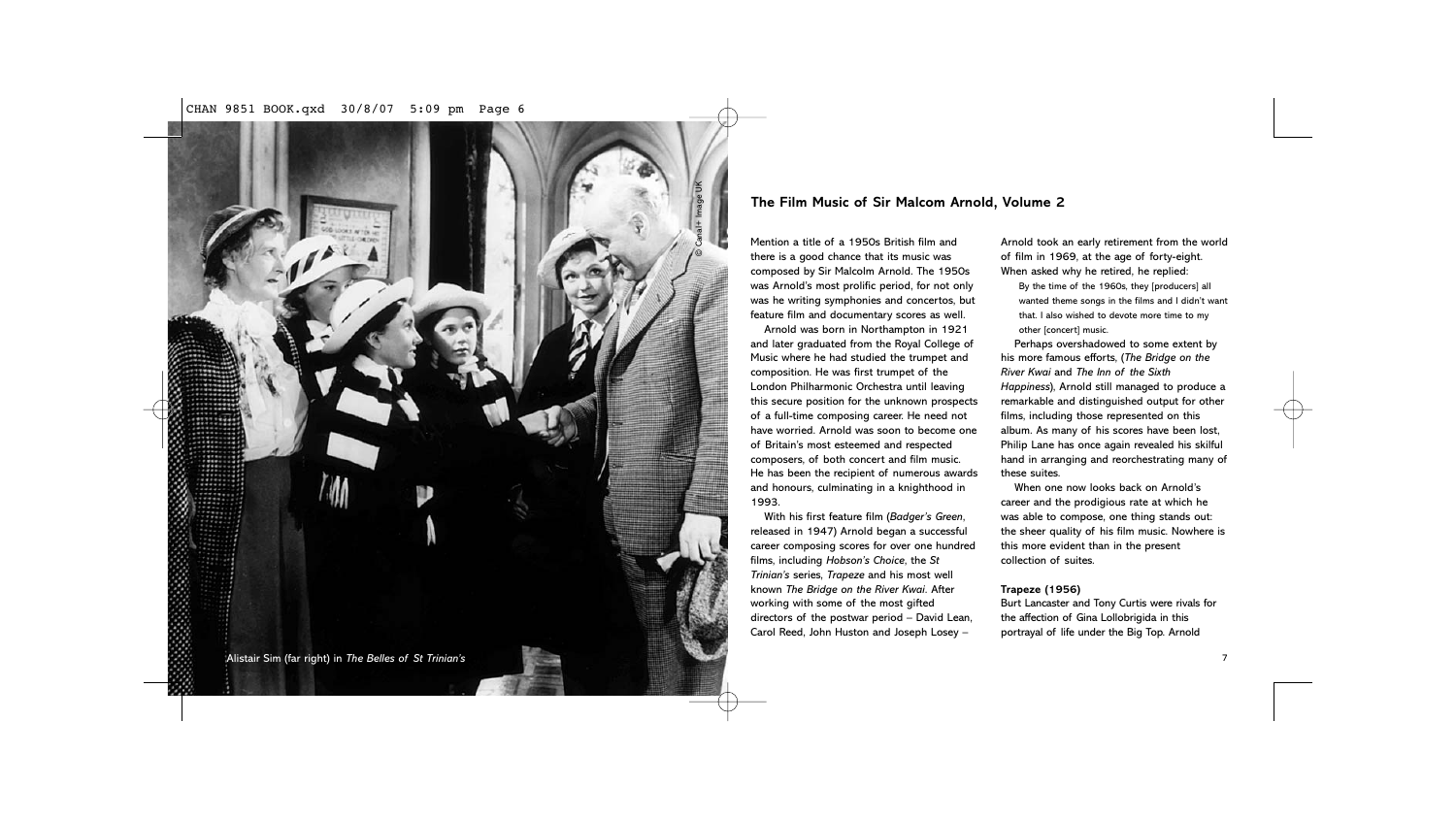Alistair Sim (far right) in *The Belles of St Trinian's*

© Canal+ Image UK

## The Film Music of Sir Malcom Arnold, Volume 2

Mention a title of a 1950s British film and there is a good chance that its music was composed by Sir Malcolm Arnold. The 1950s was Arnold's most prolific period, for not only was he writing symphonies and concertos, but feature film and documentary scores as well.

Arnold was born in Northampton in 1921 and later graduated from the Royal College of Music where he had studied the trumpet and composition. He was first trumpet of the London Philharmonic Orchestra until leaving this secure position for the unknown prospects of a full-time composing career. He need not have worried. Arnold was soon to become one of Britain's most esteemed and respected composers, of both concert and film music. He has been the recipient of numerous awards and honours, culminating in a knighthood in 1993.

With his first feature film (*Badger's Green*, released in 1947) Arnold began a successful career composing scores for over one hundred films, including *Hobson's Choice*, the *St Trinian's* series, *Trapeze* and his most well known *The Bridge on the River Kwai*. After working with some of the most gifted directors of the postwar period – David Lean, Carol Reed, John Huston and Joseph Losey – Arnold took an early retirement from the world of film in 1969, at the age of forty-eight. When asked why he retired, he replied:

> By the time of the 1960s, they [producers] all wanted theme songs in the films and I didn't want that. I also wished to devote more time to my other [concert] music.

Perhaps overshadowed to some extent by his more famous efforts, (*The Bridge on the River Kwai* and *The Inn of the Sixth Happiness*), Arnold still managed to produce a remarkable and distinguished output for other films, including those represented on this album. As many of his scores have been lost, Philip Lane has once again revealed his skilful hand in arranging and reorchestrating many of these suites.

When one now looks back on Arnold's career and the prodigious rate at which he was able to compose, one thing stands out: the sheer quality of his film music. Nowhere is this more evident than in the present collection of suites.

### Trapeze (1956)

Burt Lancaster and Tony Curtis were rivals for the affection of Gina Lollobrigida in this portrayal of life under the Big Top. Arnold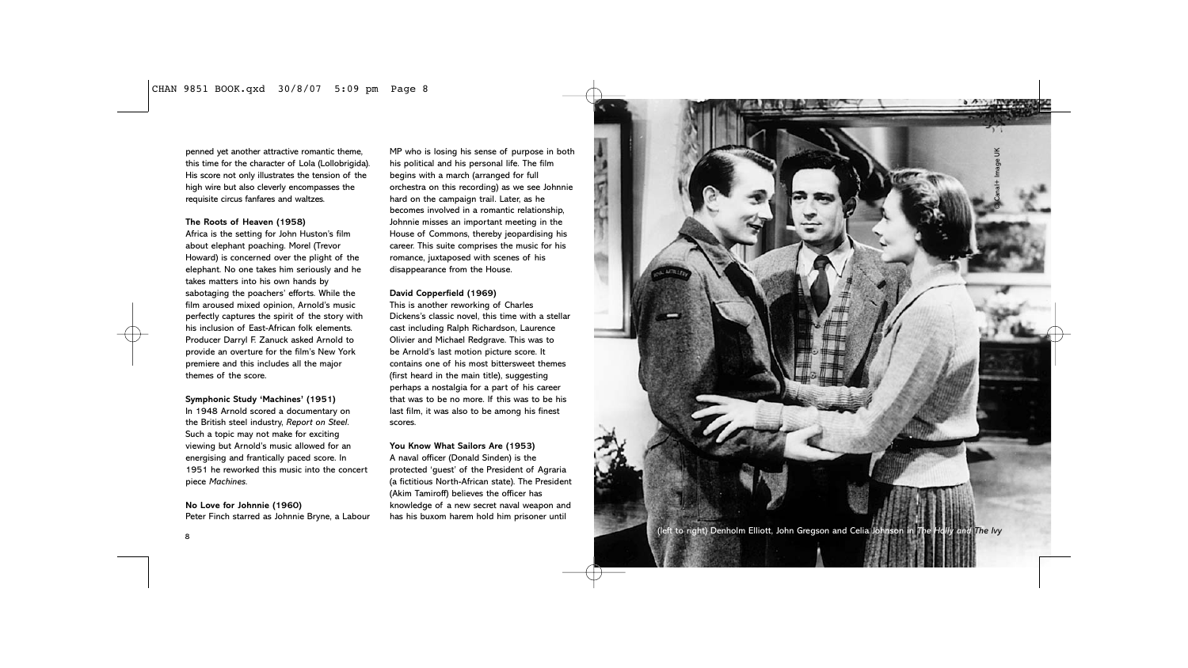penned yet another attractive romantic theme, this time for the character of Lola (Lollobrigida). His score not only illustrates the tension of the high wire but also cleverly encompasses the requisite circus fanfares and waltzes.

**The Roots of Heaven (1958)**
Africa is the setting for John Huston's film about elephant poaching. Morel (Trevor Howard) is concerned over the plight of the elephant. No one takes him seriously and he takes matters into his own hands by sabotaging the poachers' efforts. While the film aroused mixed opinion, Arnold's music perfectly captures the spirit of the story with his inclusion of East-African folk elements. Producer Darryl F. Zanuck asked Arnold to provide an overture for the film's New York premiere and this includes all the major themes of the score.

**Symphonic Study 'Machines' (1951)**
In 1948 Arnold scored a documentary on the British steel industry, *Report on Steel*. Such a topic may not make for exciting viewing but Arnold's music allowed for an energising and frantically paced score. In 1951 he reworked this music into the concert piece *Machines*.

**No Love for Johnnie (1960)**
Peter Finch starred as Johnnie Bryne, a Labour MP who is losing his sense of purpose in both his political and his personal life. The film begins with a march (arranged for full orchestra on this recording) as we see Johnnie hard on the campaign trail. Later, as he becomes involved in a romantic relationship, Johnnie misses an important meeting in the House of Commons, thereby jeopardising his career. This suite comprises the music for his romance, juxtaposed with scenes of his disappearance from the House.

**David Copperfield (1969)**
This is another reworking of Charles Dickens's classic novel, this time with a stellar cast including Ralph Richardson, Laurence Olivier and Michael Redgrave. This was to be Arnold's last motion picture score. It contains one of his most bittersweet themes (first heard in the main title), suggesting perhaps a nostalgia for a part of his career that was to be no more. If this was to be his last film, it was also to be among his finest scores.

**You Know What Sailors Are (1953)**
A naval officer (Donald Sinden) is the protected 'guest' of the President of Agraria (a fictitious North-African state). The President (Akim Tamiroff) believes the officer has knowledge of a new secret naval weapon and has his buxom harem hold him prisoner until

© Canal+ Image UK

(left to right) Denholm Elliott, John Gregson and Celia Johnson in *The Holly and The Ivy*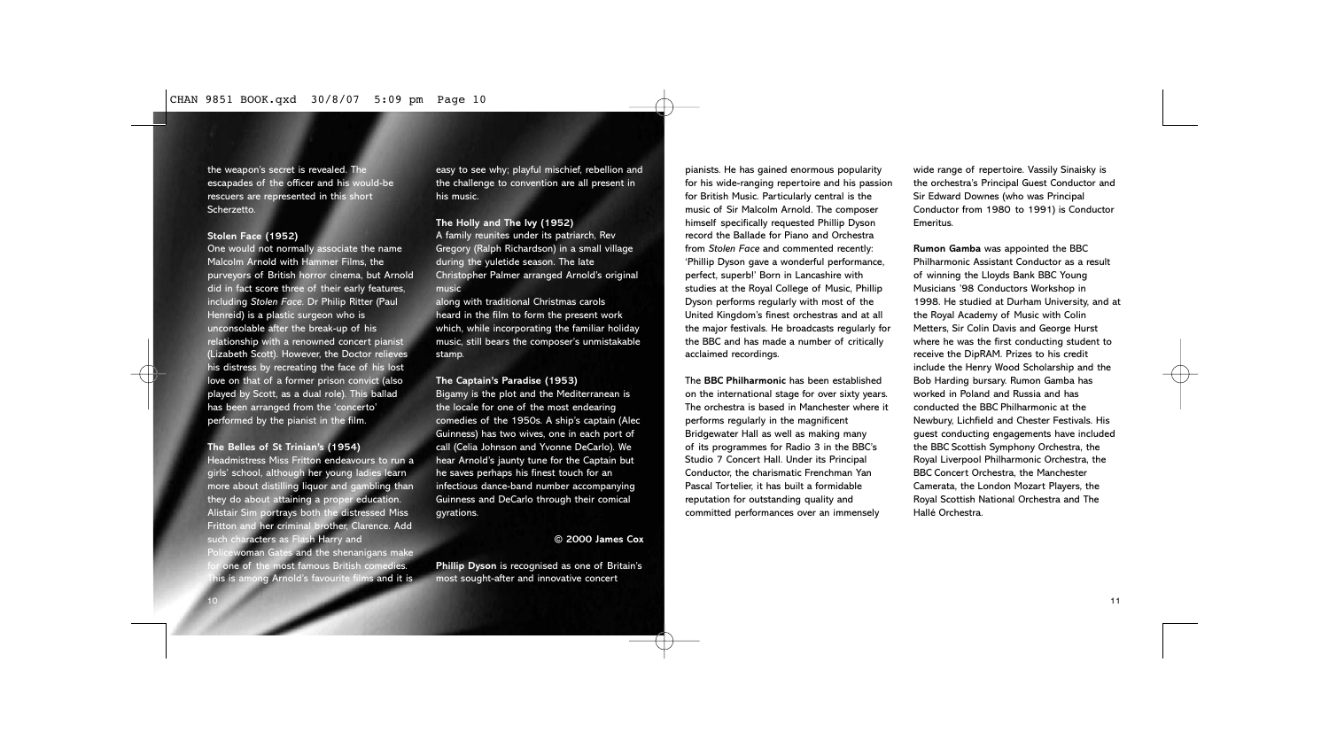the weapon's secret is revealed. The escapades of the officer and his would-be rescuers are represented in this short Scherzetto.

**Stolen Face (1952)**
One would not normally associate the name Malcolm Arnold with Hammer Films, the purveyors of British horror cinema, but Arnold did in fact score three of their early features, including *Stolen Face*. Dr Philip Ritter (Paul Henreid) is a plastic surgeon who is unconsolable after the break-up of his relationship with a renowned concert pianist (Lizabeth Scott). However, the Doctor relieves his distress by recreating the face of his lost love on that of a former prison convict (also played by Scott, as a dual role). This ballad has been arranged from the 'concerto' performed by the pianist in the film.

**The Belles of St Trinian's (1954)**
Headmistress Miss Fritton endeavours to run a girls' school, although her young ladies learn more about distilling liquor and gambling than they do about attaining a proper education. Alistair Sim portrays both the distressed Miss Fritton and her criminal brother, Clarence. Add such characters as Flash Harry and Policewoman Gates and the shenanigans make for one of the most famous British comedies. This is among Arnold's favourite films and it is easy to see why; playful mischief, rebellion and the challenge to convention are all present in his music.

**The Holly and The Ivy (1952)**
A family reunites under its patriarch, Rev Gregory (Ralph Richardson) in a small village during the yuletide season. The late Christopher Palmer arranged Arnold's original music along with traditional Christmas carols heard in the film to form the present work which, while incorporating the familiar holiday music, still bears the composer's unmistakable stamp.

**The Captain's Paradise (1953)**
Bigamy is the plot and the Mediterranean is the locale for one of the most endearing comedies of the 1950s. A ship's captain (Alec Guinness) has two wives, one in each port of call (Celia Johnson and Yvonne DeCarlo). We hear Arnold's jaunty tune for the Captain but he saves perhaps his finest touch for an infectious dance-band number accompanying Guinness and DeCarlo through their comical gyrations.

**© 2000 James Cox**

**Phillip Dyson** is recognised as one of Britain's most sought-after and innovative concert pianists. He has gained enormous popularity for his wide-ranging repertoire and his passion for British Music. Particularly central is the music of Sir Malcolm Arnold. The composer himself specifically requested Phillip Dyson record the Ballade for Piano and Orchestra from *Stolen Face* and commented recently: 'Phillip Dyson gave a wonderful performance, perfect, superb!' Born in Lancashire with studies at the Royal College of Music, Phillip Dyson performs regularly with most of the United Kingdom's finest orchestras and at all the major festivals. He broadcasts regularly for the BBC and has made a number of critically acclaimed recordings.

The **BBC Philharmonic** has been established on the international stage for over sixty years. The orchestra is based in Manchester where it performs regularly in the magnificent Bridgewater Hall as well as making many of its programmes for Radio 3 in the BBC's Studio 7 Concert Hall. Under its Principal Conductor, the charismatic Frenchman Yan Pascal Tortelier, it has built a formidable reputation for outstanding quality and committed performances over an immensely wide range of repertoire. Vassily Sinaisky is the orchestra's Principal Guest Conductor and Sir Edward Downes (who was Principal Conductor from 1980 to 1991) is Conductor Emeritus.

**Rumon Gamba** was appointed the BBC Philharmonic Assistant Conductor as a result of winning the Lloyds Bank BBC Young Musicians '98 Conductors Workshop in 1998. He studied at Durham University, and at the Royal Academy of Music with Colin Metters, Sir Colin Davis and George Hurst where he was the first conducting student to receive the DipRAM. Prizes to his credit include the Henry Wood Scholarship and the Bob Harding bursary. Rumon Gamba has worked in Poland and Russia and has conducted the BBC Philharmonic at the Newbury, Lichfield and Chester Festivals. His guest conducting engagements have included the BBC Scottish Symphony Orchestra, the Royal Liverpool Philharmonic Orchestra, the BBC Concert Orchestra, the Manchester Camerata, the London Mozart Players, the Royal Scottish National Orchestra and The Hallé Orchestra.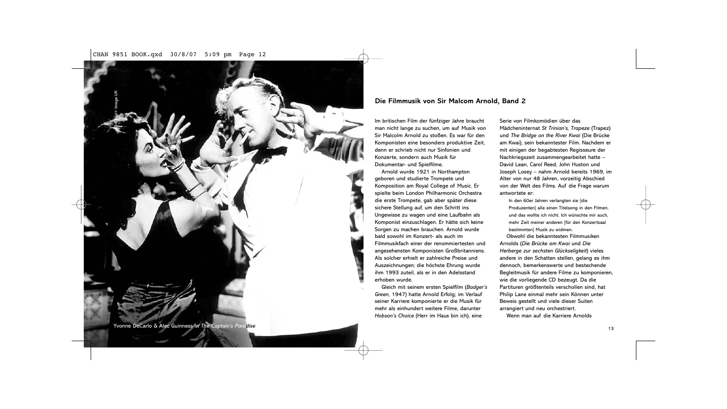Yvonne DeCarlo & Alec Guinness in *The Captain's Paradise*

## Die Filmmusik von Sir Malcom Arnold, Band 2

Im britischen Film der fünfziger Jahre braucht man nicht lange zu suchen, um auf Musik von Sir Malcolm Arnold zu stoßen. Es war für den Komponisten eine besonders produktive Zeit, denn er schrieb nicht nur Sinfonien und Konzerte, sondern auch Musik für Dokumentar- und Spielfilme.

Arnold wurde 1921 in Northampton geboren und studierte Trompete und Komposition am Royal College of Music. Er spielte beim London Philharmonic Orchestra die erste Trompete, gab aber später diese sichere Stellung auf, um den Schritt ins Ungewisse zu wagen und eine Laufbahn als Komponist einzuschlagen. Er hätte sich keine Sorgen zu machen brauchen. Arnold wurde bald sowohl im Konzert- als auch im Filmmusikfach einer der renommiertesten und angesehensten Komponisten Großbritanniens. Als solcher erhielt er zahlreiche Preise und Auszeichnungen; die höchste Ehrung wurde ihm 1993 zuteil, als er in den Adelsstand erhoben wurde.

Gleich mit seinem ersten Spielfilm (*Badger's Green*, 1947) hatte Arnold Erfolg; im Verlauf seiner Karriere komponierte er die Musik für mehr als einhundert weitere Filme, darunter *Hobson's Choice* (Herr im Haus bin ich), eine Serie von Filmkomödien über das Mädcheninternat *St Trinian's, Trapeze* (Trapez) und *The Bridge on the River Kwai* (Die Brücke am Kwai), sein bekanntester Film. Nachdem er mit einigen der begabtesten Regisseure der Nachkriegszeit zusammengearbeitet hatte – David Lean, Carol Reed, John Huston und Joseph Losey – nahm Arnold bereits 1969, im Alter von nur 48 Jahren, vorzeitig Abschied von der Welt des Films. Auf die Frage warum antwortete er:

> In den 60er Jahren verlangten sie [die Produzenten] alle einen Titelsong in den Filmen, und das wollte ich nicht. Ich wünschte mir auch, mehr Zeit meiner anderen [für den Konzertsaal bestimmten] Musik zu widmen.

Obwohl die bekanntesten Filmmusiken Arnolds (*Die Brücke am Kwai* und *Die Herberge zur sechsten Glückseligkeit*) vieles andere in den Schatten stellen, gelang es ihm dennoch, bemerkenswerte und bestechende Begleitmusik für andere Filme zu komponieren, wie die vorliegende CD bezeugt. Da die Partituren größtenteils verschollen sind, hat Philip Lane einmal mehr sein Können unter Beweis gestellt und viele dieser Suiten arrangiert und neu orchestriert.

Wenn man auf die Karriere Arnolds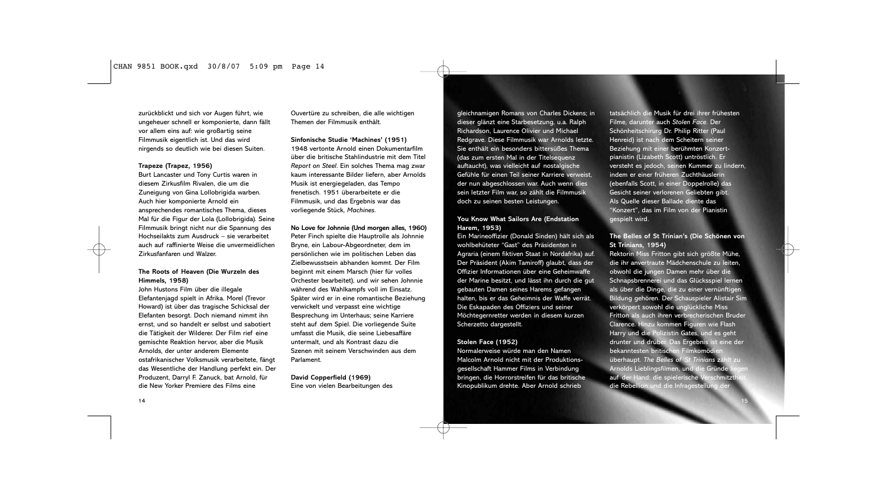zurückblickt und sich vor Augen führt, wie ungeheuer schnell er komponierte, dann fällt vor allem eins auf: wie großartig seine Filmmusik eigentlich ist. Und das wird nirgends so deutlich wie bei diesen Suiten.

**Trapeze (Trapez, 1956)**
Burt Lancaster und Tony Curtis waren in diesem Zirkusfilm Rivalen, die um die Zuneigung von Gina Lollobrigida warben. Auch hier komponierte Arnold ein ansprechendes romantisches Thema, dieses Mal für die Figur der Lola (Lollobrigida). Seine Filmmusik bringt nicht nur die Spannung des Hochseilakts zum Ausdruck – sie verarbeitet auch auf raffinierte Weise die unvermeidlichen Zirkusfanfaren und Walzer.

**The Roots of Heaven (Die Wurzeln des Himmels, 1958)**
John Hustons Film über die illegale Elefantenjagd spielt in Afrika. Morel (Trevor Howard) ist über das tragische Schicksal der Elefanten besorgt. Doch niemand nimmt ihn ernst, und so handelt er selbst und sabotiert die Tätigkeit der Wilderer. Der Film rief eine gemischte Reaktion hervor, aber die Musik Arnolds, der unter anderem Elemente ostafrikanischer Volksmusik verarbeitete, fängt das Wesentliche der Handlung perfekt ein. Der Produzent, Darryl F. Zanuck, bat Arnold, für die New Yorker Premiere des Films eine Ouvertüre zu schreiben, die alle wichtigen Themen der Filmmusik enthält.

**Sinfonische Studie 'Machines' (1951)**
1948 vertonte Arnold einen Dokumentarfilm über die britische Stahlindustrie mit dem Titel *Report on Steel*. Ein solches Thema mag zwar kaum interessante Bilder liefern, aber Arnolds Musik ist energiegeladen, das Tempo frenetisch. 1951 überarbeitete er die Filmmusik, und das Ergebnis war das vorliegende Stück, *Machines*.

**No Love for Johnnie (Und morgen alles, 1960)**
Peter Finch spielte die Hauptrolle als Johnnie Bryne, ein Labour-Abgeordneter, dem im persönlichen wie im politischen Leben das Zielbewusstsein abhanden kommt. Der Film beginnt mit einem Marsch (hier für volles Orchester bearbeitet), und wir sehen Johnnie während des Wahlkampfs voll im Einsatz. Später wird er in eine romantische Beziehung verwickelt und verpasst eine wichtige Besprechung im Unterhaus; seine Karriere steht auf dem Spiel. Die vorliegende Suite umfasst die Musik, die seine Liebesaffäre untermalt, und als Kontrast dazu die Szenen mit seinem Verschwinden aus dem Parlament.

**David Copperfield (1969)**
Eine von vielen Bearbeitungen des gleichnamigen Romans von Charles Dickens; in dieser glänzt eine Starbesetzung, u.a. Ralph Richardson, Laurence Olivier und Michael Redgrave. Diese Filmmusik war Arnolds letzte. Sie enthält ein besonders bittersüßes Thema (das zum ersten Mal in der Titelsequenz auftaucht), was vielleicht auf nostalgische Gefühle für einen Teil seiner Karriere verweist, der nun abgeschlossen war. Auch wenn dies sein letzter Film war, so zählt die Filmmusik doch zu seinen besten Leistungen.

**You Know What Sailors Are (Endstation Harem, 1953)**
Ein Marineoffizier (Donald Sinden) hält sich als wohlbehüteter "Gast" des Präsidenten in Agraria (einem fiktiven Staat in Nordafrika) auf. Der Präsident (Akim Tamiroff) glaubt, dass der Offizier Informationen über eine Geheimwaffe der Marine besitzt, und lässt ihn durch die gut gebauten Damen seines Harems gefangen halten, bis er das Geheimnis der Waffe verrät. Die Eskapaden des Offiziers und seiner Möchtegernretter werden in diesem kurzen Scherzetto dargestellt.

**Stolen Face (1952)**
Normalerweise würde man den Namen Malcolm Arnold nicht mit der Produktionsgesellschaft Hammer Films in Verbindung bringen, die Horrorstreifen für das britische Kinopublikum drehte. Aber Arnold schrieb tatsächlich die Musik für drei ihrer frühesten Filme, darunter auch *Stolen Face*. Der Schönheitschirurg Dr. Philip Ritter (Paul Henreid) ist nach dem Scheitern seiner Beziehung mit einer berühmten Konzertpianistin (Lizabeth Scott) untröstlich. Er versteht es jedoch, seinen Kummer zu lindern, indem er einer früheren Zuchthäuslerin (ebenfalls Scott, in einer Doppelrolle) das Gesicht seiner verlorenen Geliebten gibt. Als Quelle dieser Ballade diente das "Konzert", das im Film von der Pianistin gespielt wird.

**The Belles of St Trinian's (Die Schönen von St Trinians, 1954)**
Rektorin Miss Fritton gibt sich größte Mühe, die ihr anvertraute Mädchenschule zu leiten, obwohl die jungen Damen mehr über die Schnapsbrennerei und das Glücksspiel lernen als über die Dinge, die zu einer vernünftigen Bildung gehören. Der Schauspieler Alistair Sim verkörpert sowohl die unglückliche Miss Fritton als auch ihren verbrecherischen Bruder Clarence. Hinzu kommen Figuren wie Flash Harry und die Polizistin Gates, und es geht drunter und drüber. Das Ergebnis ist eine der bekanntesten britischen Filmkomödien überhaupt. *The Belles of St Trinians* zählt zu Arnolds Lieblingsfilmen, und die Gründe liegen auf der Hand: die spielerische Verschmitztheit, die Rebellion und die Infragestellung der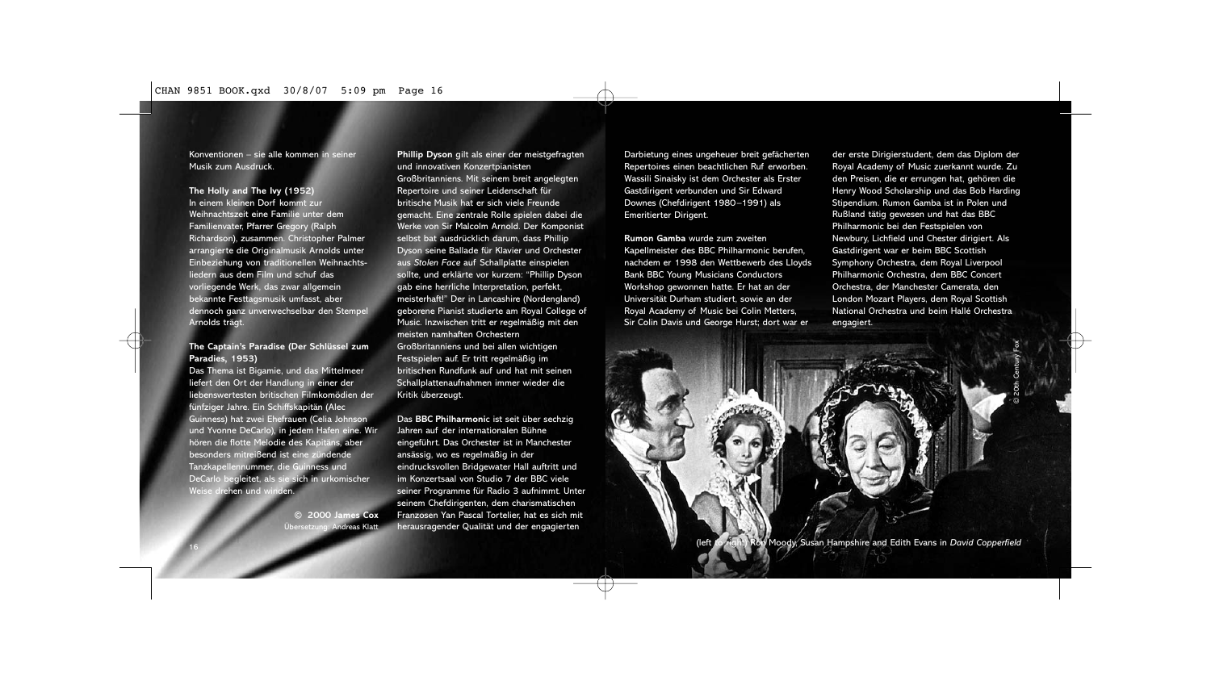Konventionen – sie alle kommen in seiner Musik zum Ausdruck.

**The Holly and The Ivy (1952)**
In einem kleinen Dorf kommt zur Weihnachtszeit eine Familie unter dem Familienvater, Pfarrer Gregory (Ralph Richardson), zusammen. Christopher Palmer arrangierte die Originalmusik Arnolds unter Einbeziehung von traditionellen Weihnachtsliedern aus dem Film und schuf das vorliegende Werk, das zwar allgemein bekannte Festtagsmusik umfasst, aber dennoch ganz unverwechselbar den Stempel Arnolds trägt.

**The Captain's Paradise (Der Schlüssel zum Paradies, 1953)**
Das Thema ist Bigamie, und das Mittelmeer liefert den Ort der Handlung in einer der liebenswertesten britischen Filmkomödien der fünfziger Jahre. Ein Schiffskapitän (Alec Guinness) hat zwei Ehefrauen (Celia Johnson und Yvonne DeCarlo), in jedem Hafen eine. Wir hören die flotte Melodie des Kapitäns, aber besonders mitreißend ist eine zündende Tanzkapellennummer, die Guinness und DeCarlo begleitet, als sie sich in urkomischer Weise drehen und winden.

**© 2000 James Cox**
Übersetzung: Andreas Klatt

**Phillip Dyson** gilt als einer der meistgefragten und innovativen Konzertpianisten Großbritanniens. Mit seinem breit angelegten Repertoire und seiner Leidenschaft für britische Musik hat er sich viele Freunde gemacht. Eine zentrale Rolle spielen dabei die Werke von Sir Malcolm Arnold. Der Komponist selbst bat ausdrücklich darum, dass Phillip Dyson seine Ballade für Klavier und Orchester aus *Stolen Face* auf Schallplatte einspielen sollte, und erklärte vor kurzem: "Phillip Dyson gab eine herrliche Interpretation, perfekt, meisterhaft!" Der in Lancashire (Nordengland) geborene Pianist studierte am Royal College of Music. Inzwischen tritt er regelmäßig mit den meisten namhaften Orchestern Großbritanniens und bei allen wichtigen Festspielen auf. Er tritt regelmäßig im britischen Rundfunk auf und hat mit seinen Schallplattenaufnahmen immer wieder die Kritik überzeugt.

Das **BBC Philharmonic** ist seit über sechzig Jahren auf der internationalen Bühne eingeführt. Das Orchester ist in Manchester ansässig, wo es regelmäßig in der eindrucksvollen Bridgewater Hall auftritt und im Konzertsaal von Studio 7 der BBC viele seiner Programme für Radio 3 aufnimmt. Unter seinem Chefdirigenten, dem charismatischen Franzosen Yan Pascal Tortelier, hat es sich mit herausragender Qualität und der engagierten Darbietung eines ungeheuer breit gefächerten Repertoires einen beachtlichen Ruf erworben. Wassili Sinaisky ist dem Orchester als Erster Gastdirigent verbunden und Sir Edward Downes (Chefdirigent 1980–1991) als Emeritierter Dirigent.

**Rumon Gamba** wurde zum zweiten Kapellmeister des BBC Philharmonic berufen, nachdem er 1998 den Wettbewerb des Lloyds Bank BBC Young Musicians Conductors Workshop gewonnen hatte. Er hat an der Universität Durham studiert, sowie an der Royal Academy of Music bei Colin Metters, Sir Colin Davis und George Hurst; dort war er der erste Dirigierstudent, dem das Diplom der Royal Academy of Music zuerkannt wurde. Zu den Preisen, die er errungen hat, gehören die Henry Wood Scholarship und das Bob Harding Stipendium. Rumon Gamba ist in Polen und Rußland tätig gewesen und hat das BBC Philharmonic bei den Festspielen von Newbury, Lichfield und Chester dirigiert. Als Gastdirigent war er beim BBC Scottish Symphony Orchestra, dem Royal Liverpool Philharmonic Orchestra, dem BBC Concert Orchestra, der Manchester Camerata, den London Mozart Players, dem Royal Scottish National Orchestra und beim Hallé Orchestra engagiert.

© 20th Century Fox

(left to right) Ron Moody, Susan Hampshire and Edith Evans in *David Copperfield*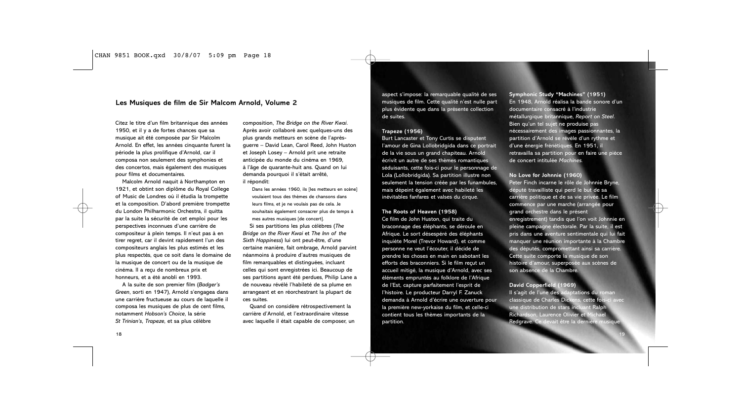## Les Musiques de film de Sir Malcom Arnold, Volume 2

Citez le titre d'un film britannique des années 1950, et il y a de fortes chances que sa musique ait été composée par Sir Malcolm Arnold. En effet, les années cinquante furent la période la plus prolifique d'Arnold, car il composa non seulement des symphonies et des concertos, mais également des musiques pour films et documentaires.

Malcolm Arnold naquit à Northampton en 1921, et obtint son diplôme du Royal College of Music de Londres où il étudia la trompette et la composition. D'abord première trompette du London Philharmonic Orchestra, il quitta par la suite la sécurité de cet emploi pour les perspectives inconnues d'une carrière de compositeur à plein temps. Il n'eut pas à en tirer regret, car il devint rapidement l'un des compositeurs anglais les plus estimés et les plus respectés, que ce soit dans le domaine de la musique de concert ou de la musique de cinéma. Il a reçu de nombreux prix et honneurs, et a été anobli en 1993.

A la suite de son premier film (*Badger's Green*, sorti en 1947), Arnold s'engagea dans une carrière fructueuse au cours de laquelle il composa les musiques de plus de cent films, notamment *Hobson's Choice*, la série *St Trinian's*, *Trapeze*, et sa plus célèbre composition, *The Bridge on the River Kwai*. Après avoir collaboré avec quelques-uns des plus grands metteurs en scène de l'après-guerre – David Lean, Carol Reed, John Huston et Joseph Losey – Arnold prit une retraite anticipée du monde du cinéma en 1969, à l'âge de quarante-huit ans. Quand on lui demanda pourquoi il s'était arrêté, il répondit:

> Dans les années 1960, ils [les metteurs en scène] voulaient tous des thèmes de chansons dans leurs films, et je ne voulais pas de cela. Je souhaitais également consacrer plus de temps à mes autres musiques [de concert].

Si ses partitions les plus célèbres (*The Bridge on the River Kwai* et *The Inn of the Sixth Happiness*) lui ont peut-être, d'une certaine manière, fait ombrage, Arnold parvint néanmoins à produire d'autres musiques de film remarquables et distinguées, incluant celles qui sont enregistrées ici. Beaucoup de ses partitions ayant été perdues, Philip Lane a de nouveau révélé l'habileté de sa plume en arrangeant et en réorchestrant la plupart de ces suites.

Quand on considère rétrospectivement la carrière d'Arnold, et l'extraordinaire vitesse avec laquelle il était capable de composer, un aspect s'impose: la remarquable qualité de ses musiques de film. Cette qualité n'est nulle part plus évidente que dans la présente collection de suites.

### Trapeze (1956)

Burt Lancaster et Tony Curtis se disputent l'amour de Gina Lollobridgida dans ce portrait de la vie sous un grand chapiteau. Arnold écrivit un autre de ses thèmes romantiques séduisants, cette fois-ci pour le personnage de Lola (Lollobridgida). Sa partition illustre non seulement la tension créée par les funambules, mais dépeint également avec habileté les inévitables fanfares et valses du cirque.

### The Roots of Heaven (1958)

Ce film de John Huston, qui traite du braconnage des éléphants, se déroule en Afrique. Le sort désespéré des éléphants inquiète Morel (Trevor Howard), et comme personne ne veut l'écouter, il décide de prendre les choses en main en sabotant les efforts des braconniers. Si le film reçut un accueil mitigé, la musique d'Arnold, avec ses éléments empruntés au folklore de l'Afrique de l'Est, capture parfaitement l'esprit de l'histoire. Le producteur Darryl F. Zanuck demanda à Arnold d'écrire une ouverture pour la première new-yorkaise du film, et celle-ci contient tous les thèmes importants de la partition.

### Symphonic Study "Machines" (1951)

En 1948, Arnold réalisa la bande sonore d'un documentaire consacré à l'industrie métallurgique britannique, *Report on Steel*. Bien qu'un tel sujet ne produise pas nécessairement des images passionnantes, la partition d'Arnold se révèle d'un rythme et d'une énergie frénétiques. En 1951, il retravailla sa partition pour en faire une pièce de concert intitulée *Machines*.

### No Love for Johnnie (1960)

Peter Finch incarne le rôle de Johnnie Bryne, député travailliste qui perd le but de sa carrière politique et de sa vie privée. Le film commence par une marche (arrangée pour grand orchestre dans le présent enregistrement) tandis que l'on voit Johnnie en pleine campagne électorale. Par la suite, il est pris dans une aventure sentimentale qui lui fait manquer une réunion importante à la Chambre des députés, compromettant ainsi sa carrière. Cette suite comporte la musique de son histoire d'amour, superposée aux scènes de son absence de la Chambre.

### David Copperfield (1969)

Il s'agit de l'une des adaptations du roman classique de Charles Dickens, cette fois-ci avec une distribution de stars incluant Ralph Richardson, Laurence Olivier et Michael Redgrave. Ce devait être la dernière musique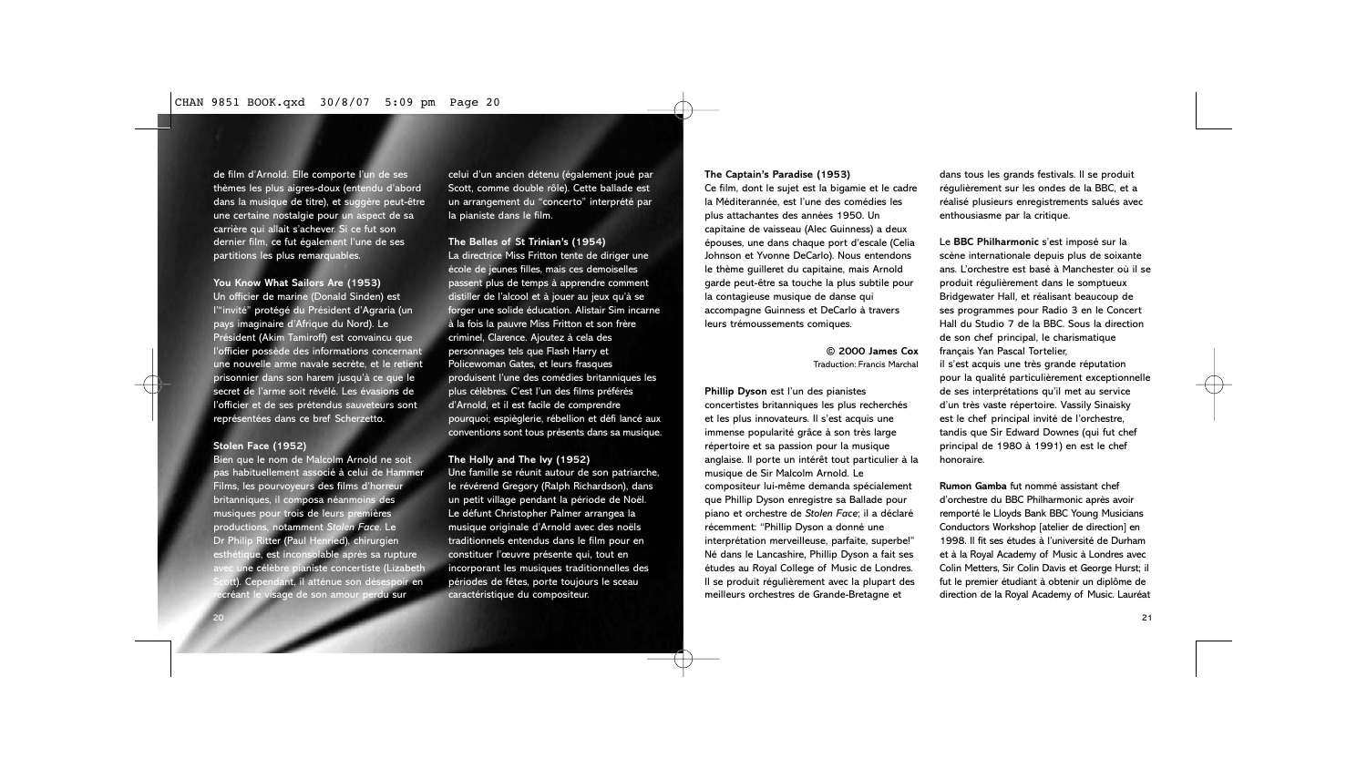de film d'Arnold. Elle comporte l'un de ses thèmes les plus aigres-doux (entendu d'abord dans la musique de titre), et suggère peut-être une certaine nostalgie pour un aspect de sa carrière qui allait s'achever. Si ce fut son dernier film, ce fut également l'une de ses partitions les plus remarquables.

**You Know What Sailors Are (1953)**
Un officier de marine (Donald Sinden) est l'"invité" protégé du Président d'Agraria (un pays imaginaire d'Afrique du Nord). Le Président (Akim Tamiroff) est convaincu que l'officier possède des informations concernant une nouvelle arme navale secrète, et le retient prisonnier dans son harem jusqu'à ce que le secret de l'arme soit révélé. Les évasions de l'officier et de ses prétendus sauveteurs sont représentées dans ce bref Scherzetto.

**Stolen Face (1952)**
Bien que le nom de Malcolm Arnold ne soit pas habituellement associé à celui de Hammer Films, les pourvoyeurs des films d'horreur britanniques, il composa néanmoins des musiques pour trois de leurs premières productions, notamment *Stolen Face*. Le Dr Philip Ritter (Paul Henried), chirurgien esthétique, est inconsolable après sa rupture avec une célèbre pianiste concertiste (Lizabeth Scott). Cependant, il atténue son désespoir en recréant le visage de son amour perdu sur celui d'un ancien détenu (également joué par Scott, comme double rôle). Cette ballade est un arrangement du "concerto" interprété par la pianiste dans le film.

**The Belles of St Trinian's (1954)**
La directrice Miss Fritton tente de diriger une école de jeunes filles, mais ces demoiselles passent plus de temps à apprendre comment distiller de l'alcool et à jouer au jeux qu'à se forger une solide éducation. Alistair Sim incarne à la fois la pauvre Miss Fritton et son frère criminel, Clarence. Ajoutez à cela des personnages tels que Flash Harry et Policewoman Gates, et leurs frasques produisent l'une des comédies britanniques les plus célèbres. C'est l'un des films préférés d'Arnold, et il est facile de comprendre pourquoi; espièglerie, rébellion et défi lancé aux conventions sont tous présents dans sa musique.

**The Holly and The Ivy (1952)**
Une famille se réunit autour de son patriarche, le révérend Gregory (Ralph Richardson), dans un petit village pendant la période de Noël. Le défunt Christopher Palmer arrangea la musique originale d'Arnold avec des noëls traditionnels entendus dans le film pour en constituer l'œuvre présente qui, tout en incorporant les musiques traditionnelles des périodes de fêtes, porte toujours le sceau caractéristique du compositeur.

**The Captain's Paradise (1953)**
Ce film, dont le sujet est la bigamie et le cadre la Méditerannée, est l'une des comédies les plus attachantes des années 1950. Un capitaine de vaisseau (Alec Guinness) a deux épouses, une dans chaque port d'escale (Celia Johnson et Yvonne DeCarlo). Nous entendons le thème guilleret du capitaine, mais Arnold garde peut-être sa touche la plus subtile pour la contagieuse musique de danse qui accompagne Guinness et DeCarlo à travers leurs trémoussements comiques.

**© 2000 James Cox**
Traduction: Francis Marchal

**Phillip Dyson** est l'un des pianistes concertistes britanniques les plus recherchés et les plus innovateurs. Il s'est acquis une immense popularité grâce à son très large répertoire et sa passion pour la musique anglaise. Il porte un intérêt tout particulier à la musique de Sir Malcolm Arnold. Le compositeur lui-même demanda spécialement que Phillip Dyson enregistre sa Ballade pour piano et orchestre de *Stolen Face*; il a déclaré récemment: "Phillip Dyson a donné une interprétation merveilleuse, parfaite, superbe!" Né dans le Lancashire, Phillip Dyson a fait ses études au Royal College of Music de Londres. Il se produit régulièrement avec la plupart des meilleurs orchestres de Grande-Bretagne et dans tous les grands festivals. Il se produit régulièrement sur les ondes de la BBC, et a réalisé plusieurs enregistrements salués avec enthousiasme par la critique.

Le **BBC Philharmonic** s'est imposé sur la scène internationale depuis plus de soixante ans. L'orchestre est basé à Manchester où il se produit régulièrement dans le somptueux Bridgewater Hall, et réalisant beaucoup de ses programmes pour Radio 3 en le Concert Hall du Studio 7 de la BBC. Sous la direction de son chef principal, le charismatique français Yan Pascal Tortelier, il s'est acquis une très grande réputation pour la qualité particulièrement exceptionnelle de ses interprétations qu'il met au service d'un très vaste répertoire. Vassily Sinaisky est le chef principal invité de l'orchestre, tandis que Sir Edward Downes (qui fut chef principal de 1980 à 1991) en est le chef honoraire.

**Rumon Gamba** fut nommé assistant chef d'orchestre du BBC Philharmonic après avoir remporté le Lloyds Bank BBC Young Musicians Conductors Workshop [atelier de direction] en 1998. Il fit ses études à l'université de Durham et à la Royal Academy of Music à Londres avec Colin Metters, Sir Colin Davis et George Hurst; il fut le premier étudiant à obtenir un diplôme de direction de la Royal Academy of Music. Lauréat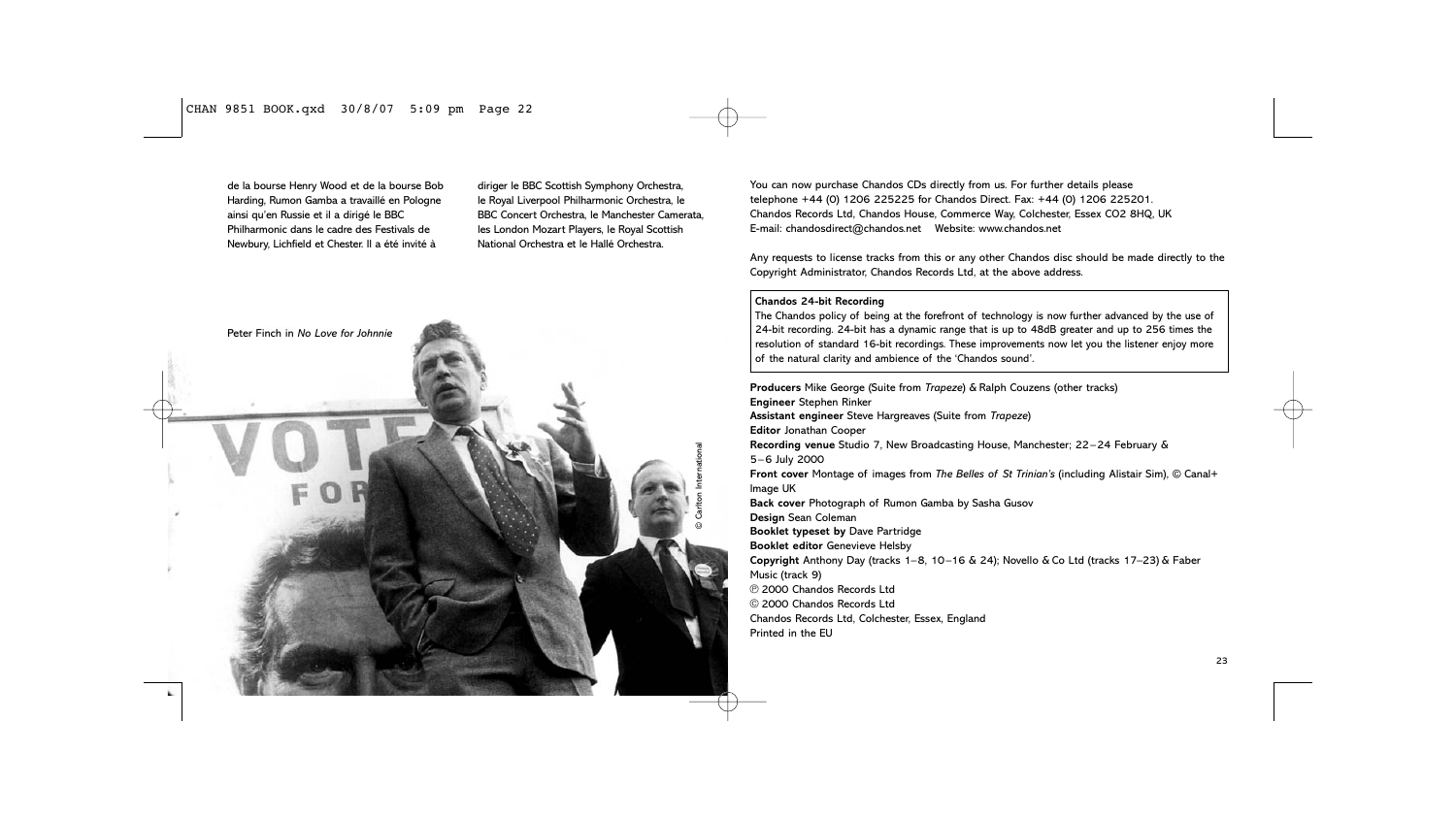de la bourse Henry Wood et de la bourse Bob Harding, Rumon Gamba a travaillé en Pologne ainsi qu'en Russie et il a dirigé le BBC Philharmonic dans le cadre des Festivals de Newbury, Lichfield et Chester. Il a été invité à diriger le BBC Scottish Symphony Orchestra, le Royal Liverpool Philharmonic Orchestra, le BBC Concert Orchestra, le Manchester Camerata, les London Mozart Players, le Royal Scottish National Orchestra et le Hallé Orchestra.

Peter Finch in *No Love for Johnnie*

© Carlton International

You can now purchase Chandos CDs directly from us. For further details please telephone +44 (0) 1206 225225 for Chandos Direct. Fax: +44 (0) 1206 225201. Chandos Records Ltd, Chandos House, Commerce Way, Colchester, Essex CO2 8HQ, UK E-mail: chandosdirect@chandos.net Website: www.chandos.net

Any requests to license tracks from this or any other Chandos disc should be made directly to the Copyright Administrator, Chandos Records Ltd, at the above address.

**Chandos 24-bit Recording**
The Chandos policy of being at the forefront of technology is now further advanced by the use of 24-bit recording. 24-bit has a dynamic range that is up to 48dB greater and up to 256 times the resolution of standard 16-bit recordings. These improvements now let you the listener enjoy more of the natural clarity and ambience of the 'Chandos sound'.

**Producers** Mike George (Suite from *Trapeze*) & Ralph Couzens (other tracks)
**Engineer** Stephen Rinker
**Assistant engineer** Steve Hargreaves (Suite from *Trapeze*)
**Editor** Jonathan Cooper
**Recording venue** Studio 7, New Broadcasting House, Manchester; 22–24 February & 5–6 July 2000
**Front cover** Montage of images from *The Belles of St Trinian's* (including Alistair Sim), © Canal+ Image UK
**Back cover** Photograph of Rumon Gamba by Sasha Gusov
**Design** Sean Coleman
**Booklet typeset by** Dave Partridge
**Booklet editor** Genevieve Helsby
**Copyright** Anthony Day (tracks 1–8, 10–16 & 24); Novello & Co Ltd (tracks 17–23) & Faber Music (track 9)
℗ 2000 Chandos Records Ltd
© 2000 Chandos Records Ltd
Chandos Records Ltd, Colchester, Essex, England
Printed in the EU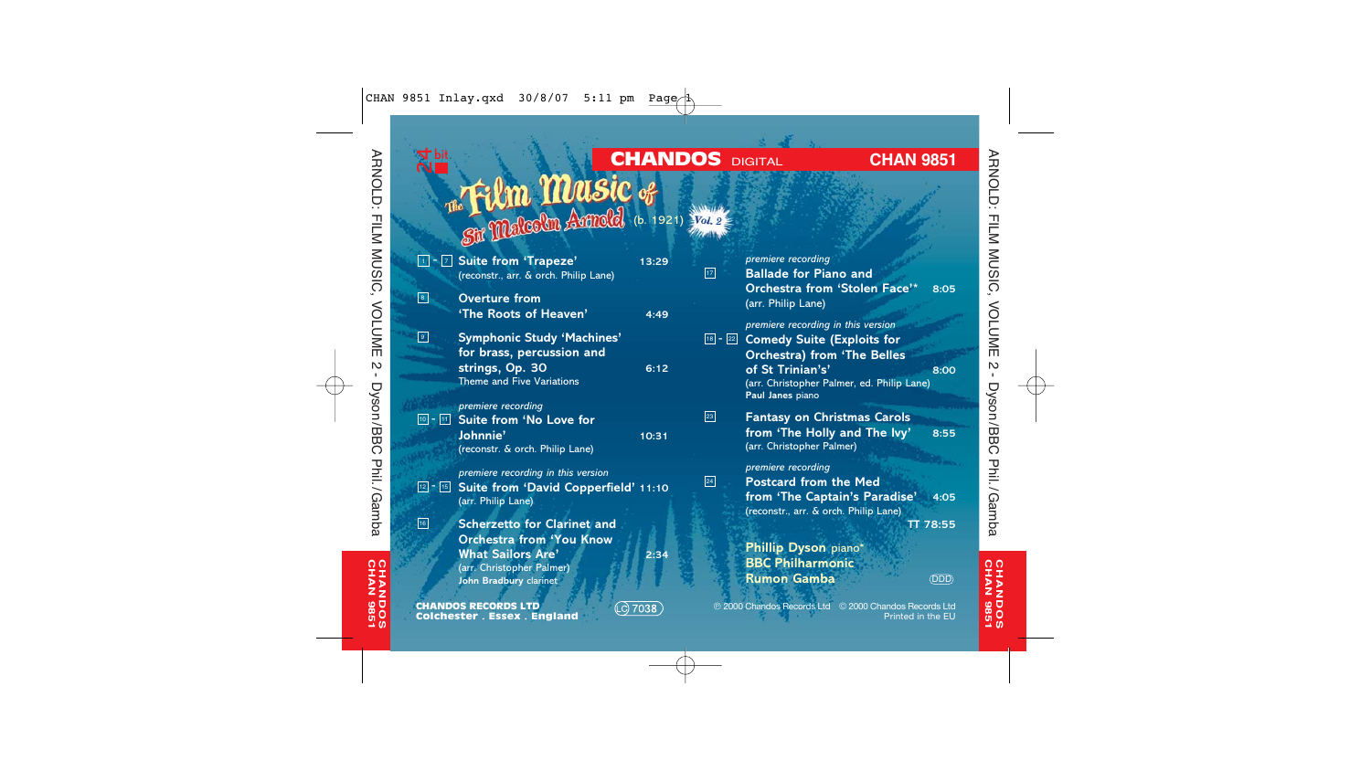**CHANDOS** DIGITAL **CHAN 9851**

# The Film Music of Sir Malcolm Arnold (b. 1921) Vol. 2

1 - 7 **Suite from 'Trapeze'** 13:29
(reconstr., arr. & orch. Philip Lane)

8 **Overture from 'The Roots of Heaven'** 4:49

9 **Symphonic Study 'Machines' for brass, percussion and strings, Op. 30** 6:12
Theme and Five Variations

*premiere recording*
10 - 11 **Suite from 'No Love for Johnnie'** 10:31
(reconstr. & orch. Philip Lane)

*premiere recording in this version*
12 - 15 **Suite from 'David Copperfield'** 11:10
(arr. Philip Lane)

16 **Scherzetto for Clarinet and Orchestra from 'You Know What Sailors Are'** 2:34
(arr. Christopher Palmer)
**John Bradbury** clarinet

*premiere recording*
17 **Ballade for Piano and Orchestra from 'Stolen Face'*** 8:05
(arr. Philip Lane)

*premiere recording in this version*
18 - 22 **Comedy Suite (Exploits for Orchestra) from 'The Belles of St Trinian's'** 8:00
(arr. Christopher Palmer, ed. Philip Lane)
**Paul Janes** piano

23 **Fantasy on Christmas Carols from 'The Holly and The Ivy'** 8:55
(arr. Christopher Palmer)

*premiere recording*
24 **Postcard from the Med from 'The Captain's Paradise'** 4:05
(reconstr., arr. & orch. Philip Lane)

TT 78:55

**Phillip Dyson** piano*
**BBC Philharmonic**
**Rumon Gamba**

DDD

**CHANDOS RECORDS LTD**
**Colchester . Essex . England**

LC 7038

℗ 2000 Chandos Records Ltd © 2000 Chandos Records Ltd
Printed in the EU

ARNOLD: FILM MUSIC, VOLUME 2 - Dyson/BBC Phil./Gamba

CHANDOS CHAN 9851